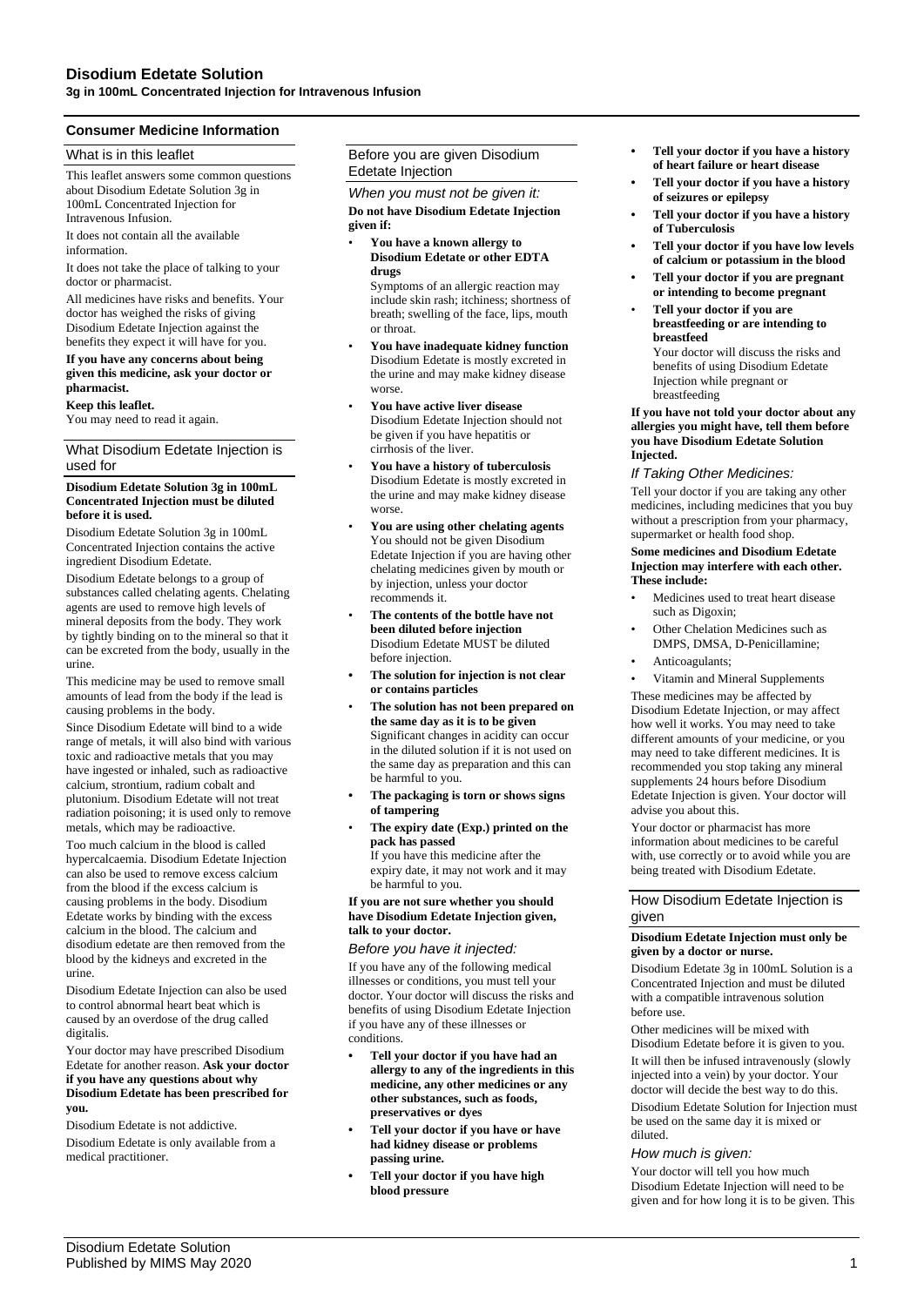# Disodium Edetate Solution

**3g in 100mL Concentrated Injection for Intravenous Infusion**

## Consumer Medicine Information

### What is in this leaflet

This leaflet answers some common questions about Disodium Edetate Solution 3g in 100mL Concentrated Injection for Intravenous Infusion.

It does not contain all the available information.

It does not take the place of talking to your doctor or pharmacist.

All medicines have risks and benefits. Your doctor has weighed the risks of giving Disodium Edetate Injection against the benefits they expect it will have for you.

**If you have any concerns about being given this medicine, ask your doctor or pharmacist.**

**Keep this leaflet.**
You may need to read it again.

### What Disodium Edetate Injection is used for

**Disodium Edetate Solution 3g in 100mL Concentrated Injection must be diluted before it is used.**

Disodium Edetate Solution 3g in 100mL Concentrated Injection contains the active ingredient Disodium Edetate.

Disodium Edetate belongs to a group of substances called chelating agents. Chelating agents are used to remove high levels of mineral deposits from the body. They work by tightly binding on to the mineral so that it can be excreted from the body, usually in the urine.

This medicine may be used to remove small amounts of lead from the body if the lead is causing problems in the body.

Since Disodium Edetate will bind to a wide range of metals, it will also bind with various toxic and radioactive metals that you may have ingested or inhaled, such as radioactive calcium, strontium, radium cobalt and plutonium. Disodium Edetate will not treat radiation poisoning; it is used only to remove metals, which may be radioactive.

Too much calcium in the blood is called hypercalcaemia. Disodium Edetate Injection can also be used to remove excess calcium from the blood if the excess calcium is causing problems in the body. Disodium Edetate works by binding with the excess calcium in the blood. The calcium and disodium edetate are then removed from the blood by the kidneys and excreted in the urine.

Disodium Edetate Injection can also be used to control abnormal heart beat which is caused by an overdose of the drug called digitalis.

Your doctor may have prescribed Disodium Edetate for another reason. **Ask your doctor if you have any questions about why Disodium Edetate has been prescribed for you.**

Disodium Edetate is not addictive.

Disodium Edetate is only available from a medical practitioner.

### Before you are given Disodium Edetate Injection

*When you must not be given it:*

**Do not have Disodium Edetate Injection given if:**

- **You have a known allergy to Disodium Edetate or other EDTA drugs**
  Symptoms of an allergic reaction may include skin rash; itchiness; shortness of breath; swelling of the face, lips, mouth or throat.
- **You have inadequate kidney function**
  Disodium Edetate is mostly excreted in the urine and may make kidney disease worse.
- **You have active liver disease**
  Disodium Edetate Injection should not be given if you have hepatitis or cirrhosis of the liver.
- **You have a history of tuberculosis**
  Disodium Edetate is mostly excreted in the urine and may make kidney disease worse.
- **You are using other chelating agents**
  You should not be given Disodium Edetate Injection if you are having other chelating medicines given by mouth or by injection, unless your doctor recommends it.
- **The contents of the bottle have not been diluted before injection**
  Disodium Edetate MUST be diluted before injection.
- **The solution for injection is not clear or contains particles**
- **The solution has not been prepared on the same day as it is to be given**
  Significant changes in acidity can occur in the diluted solution if it is not used on the same day as preparation and this can be harmful to you.
- **The packaging is torn or shows signs of tampering**
- **The expiry date (Exp.) printed on the pack has passed**
  If you have this medicine after the expiry date, it may not work and it may be harmful to you.

**If you are not sure whether you should have Disodium Edetate Injection given, talk to your doctor.**

*Before you have it injected:*

If you have any of the following medical illnesses or conditions, you must tell your doctor. Your doctor will discuss the risks and benefits of using Disodium Edetate Injection if you have any of these illnesses or conditions.

- **Tell your doctor if you have had an allergy to any of the ingredients in this medicine, any other medicines or any other substances, such as foods, preservatives or dyes**
- **Tell your doctor if you have or have had kidney disease or problems passing urine.**
- **Tell your doctor if you have high blood pressure**
- **Tell your doctor if you have a history of heart failure or heart disease**
- **Tell your doctor if you have a history of seizures or epilepsy**
- **Tell your doctor if you have a history of Tuberculosis**
- **Tell your doctor if you have low levels of calcium or potassium in the blood**
- **Tell your doctor if you are pregnant or intending to become pregnant**
- **Tell your doctor if you are breastfeeding or are intending to breastfeed**
  Your doctor will discuss the risks and benefits of using Disodium Edetate Injection while pregnant or breastfeeding

**If you have not told your doctor about any allergies you might have, tell them before you have Disodium Edetate Solution Injected.**

*If Taking Other Medicines:*

Tell your doctor if you are taking any other medicines, including medicines that you buy without a prescription from your pharmacy, supermarket or health food shop.

**Some medicines and Disodium Edetate Injection may interfere with each other. These include:**

- Medicines used to treat heart disease such as Digoxin;
- Other Chelation Medicines such as DMPS, DMSA, D-Penicillamine;
- Anticoagulants;
- Vitamin and Mineral Supplements

These medicines may be affected by Disodium Edetate Injection, or may affect how well it works. You may need to take different amounts of your medicine, or you may need to take different medicines. It is recommended you stop taking any mineral supplements 24 hours before Disodium Edetate Injection is given. Your doctor will advise you about this.

Your doctor or pharmacist has more information about medicines to be careful with, use correctly or to avoid while you are being treated with Disodium Edetate.

### How Disodium Edetate Injection is given

**Disodium Edetate Injection must only be given by a doctor or nurse.**

Disodium Edetate 3g in 100mL Solution is a Concentrated Injection and must be diluted with a compatible intravenous solution before use.

Other medicines will be mixed with Disodium Edetate before it is given to you.

It will then be infused intravenously (slowly injected into a vein) by your doctor. Your doctor will decide the best way to do this.

Disodium Edetate Solution for Injection must be used on the same day it is mixed or diluted.

*How much is given:*

Your doctor will tell you how much Disodium Edetate Injection will need to be given and for how long it is to be given. This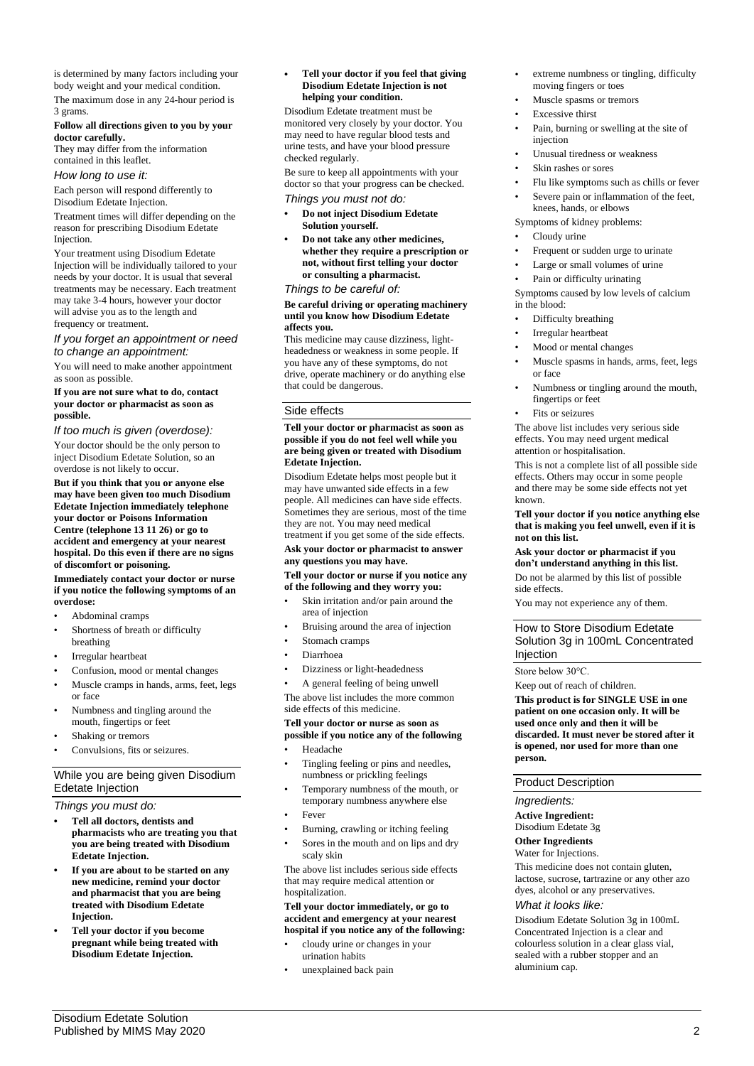is determined by many factors including your body weight and your medical condition.

The maximum dose in any 24-hour period is 3 grams.

**Follow all directions given to you by your doctor carefully.**

They may differ from the information contained in this leaflet.

### *How long to use it:*

Each person will respond differently to Disodium Edetate Injection.

Treatment times will differ depending on the reason for prescribing Disodium Edetate Injection.

Your treatment using Disodium Edetate Injection will be individually tailored to your needs by your doctor. It is usual that several treatments may be necessary. Each treatment may take 3-4 hours, however your doctor will advise you as to the length and frequency or treatment.

### *If you forget an appointment or need to change an appointment:*

You will need to make another appointment as soon as possible.

**If you are not sure what to do, contact your doctor or pharmacist as soon as possible.**

### *If too much is given (overdose):*

Your doctor should be the only person to inject Disodium Edetate Solution, so an overdose is not likely to occur.

**But if you think that you or anyone else may have been given too much Disodium Edetate Injection immediately telephone your doctor or Poisons Information Centre (telephone 13 11 26) or go to accident and emergency at your nearest hospital. Do this even if there are no signs of discomfort or poisoning.**

**Immediately contact your doctor or nurse if you notice the following symptoms of an overdose:**

- Abdominal cramps
- Shortness of breath or difficulty breathing
- Irregular heartbeat
- Confusion, mood or mental changes
- Muscle cramps in hands, arms, feet, legs or face
- Numbness and tingling around the mouth, fingertips or feet
- Shaking or tremors
- Convulsions, fits or seizures.

## While you are being given Disodium Edetate Injection

### *Things you must do:*

- **Tell all doctors, dentists and pharmacists who are treating you that you are being treated with Disodium Edetate Injection.**
- **If you are about to be started on any new medicine, remind your doctor and pharmacist that you are being treated with Disodium Edetate Injection.**
- **Tell your doctor if you become pregnant while being treated with Disodium Edetate Injection.**
- **Tell your doctor if you feel that giving Disodium Edetate Injection is not helping your condition.**

Disodium Edetate treatment must be monitored very closely by your doctor. You may need to have regular blood tests and urine tests, and have your blood pressure checked regularly.

Be sure to keep all appointments with your doctor so that your progress can be checked.

### *Things you must not do:*

- **Do not inject Disodium Edetate Solution yourself.**
- **Do not take any other medicines, whether they require a prescription or not, without first telling your doctor or consulting a pharmacist.**

### *Things to be careful of:*

**Be careful driving or operating machinery until you know how Disodium Edetate affects you.**

This medicine may cause dizziness, light-headedness or weakness in some people. If you have any of these symptoms, do not drive, operate machinery or do anything else that could be dangerous.

## Side effects

**Tell your doctor or pharmacist as soon as possible if you do not feel well while you are being given or treated with Disodium Edetate Injection.**

Disodium Edetate helps most people but it may have unwanted side effects in a few people. All medicines can have side effects. Sometimes they are serious, most of the time they are not. You may need medical treatment if you get some of the side effects.

**Ask your doctor or pharmacist to answer any questions you may have.**

**Tell your doctor or nurse if you notice any of the following and they worry you:**

- Skin irritation and/or pain around the area of injection
- Bruising around the area of injection
- Stomach cramps
- Diarrhoea
- Dizziness or light-headedness
- A general feeling of being unwell

The above list includes the more common side effects of this medicine.

**Tell your doctor or nurse as soon as possible if you notice any of the following**

- Headache
- Tingling feeling or pins and needles, numbness or prickling feelings
- Temporary numbness of the mouth, or temporary numbness anywhere else
- Fever
- Burning, crawling or itching feeling
- Sores in the mouth and on lips and dry scaly skin

The above list includes serious side effects that may require medical attention or hospitalization.

**Tell your doctor immediately, or go to accident and emergency at your nearest hospital if you notice any of the following:**

- cloudy urine or changes in your urination habits
- unexplained back pain
- extreme numbness or tingling, difficulty moving fingers or toes
- Muscle spasms or tremors
- Excessive thirst
- Pain, burning or swelling at the site of injection
- Unusual tiredness or weakness
- Skin rashes or sores
- Flu like symptoms such as chills or fever
- Severe pain or inflammation of the feet, knees, hands, or elbows

Symptoms of kidney problems:

- Cloudy urine
- Frequent or sudden urge to urinate
- Large or small volumes of urine
- Pain or difficulty urinating

Symptoms caused by low levels of calcium in the blood:

- Difficulty breathing
- Irregular heartbeat
- Mood or mental changes
- Muscle spasms in hands, arms, feet, legs or face
- Numbness or tingling around the mouth, fingertips or feet
- Fits or seizures

The above list includes very serious side effects. You may need urgent medical attention or hospitalisation.

This is not a complete list of all possible side effects. Others may occur in some people and there may be some side effects not yet known.

**Tell your doctor if you notice anything else that is making you feel unwell, even if it is not on this list.**

**Ask your doctor or pharmacist if you don't understand anything in this list.**

Do not be alarmed by this list of possible side effects.

You may not experience any of them.

## How to Store Disodium Edetate Solution 3g in 100mL Concentrated Injection

Store below 30°C.

Keep out of reach of children.

**This product is for SINGLE USE in one patient on one occasion only. It will be used once only and then it will be discarded. It must never be stored after it is opened, nor used for more than one person.**

## Product Description

### *Ingredients:*

**Active Ingredient:**

Disodium Edetate 3g

**Other Ingredients**

Water for Injections.

This medicine does not contain gluten, lactose, sucrose, tartrazine or any other azo dyes, alcohol or any preservatives.

### *What it looks like:*

Disodium Edetate Solution 3g in 100mL Concentrated Injection is a clear and colourless solution in a clear glass vial, sealed with a rubber stopper and an aluminium cap.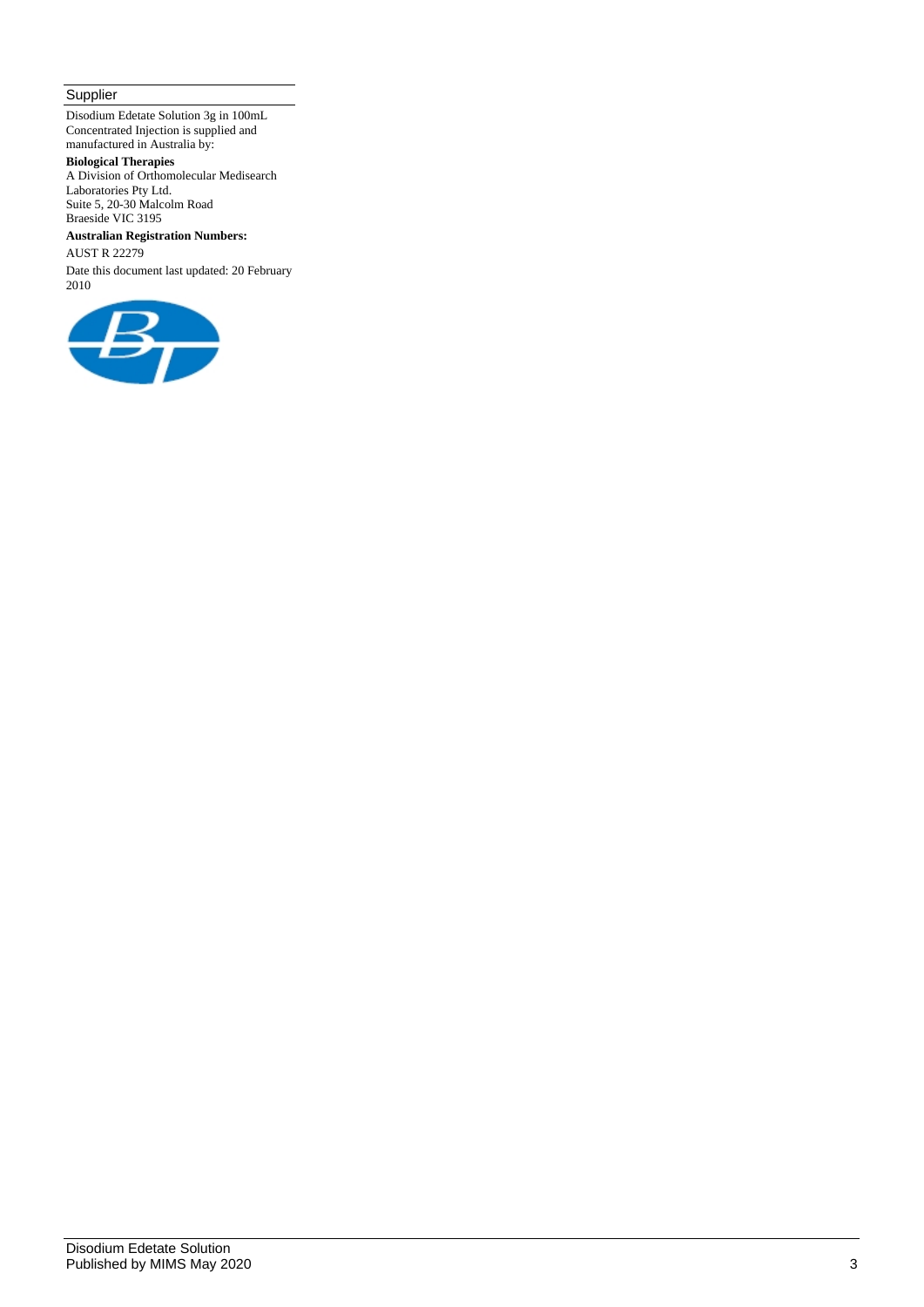## Supplier

Disodium Edetate Solution 3g in 100mL Concentrated Injection is supplied and manufactured in Australia by:

**Biological Therapies**
A Division of Orthomolecular Medisearch Laboratories Pty Ltd.
Suite 5, 20-30 Malcolm Road
Braeside VIC 3195

**Australian Registration Numbers:**

AUST R 22279

Date this document last updated: 20 February 2010